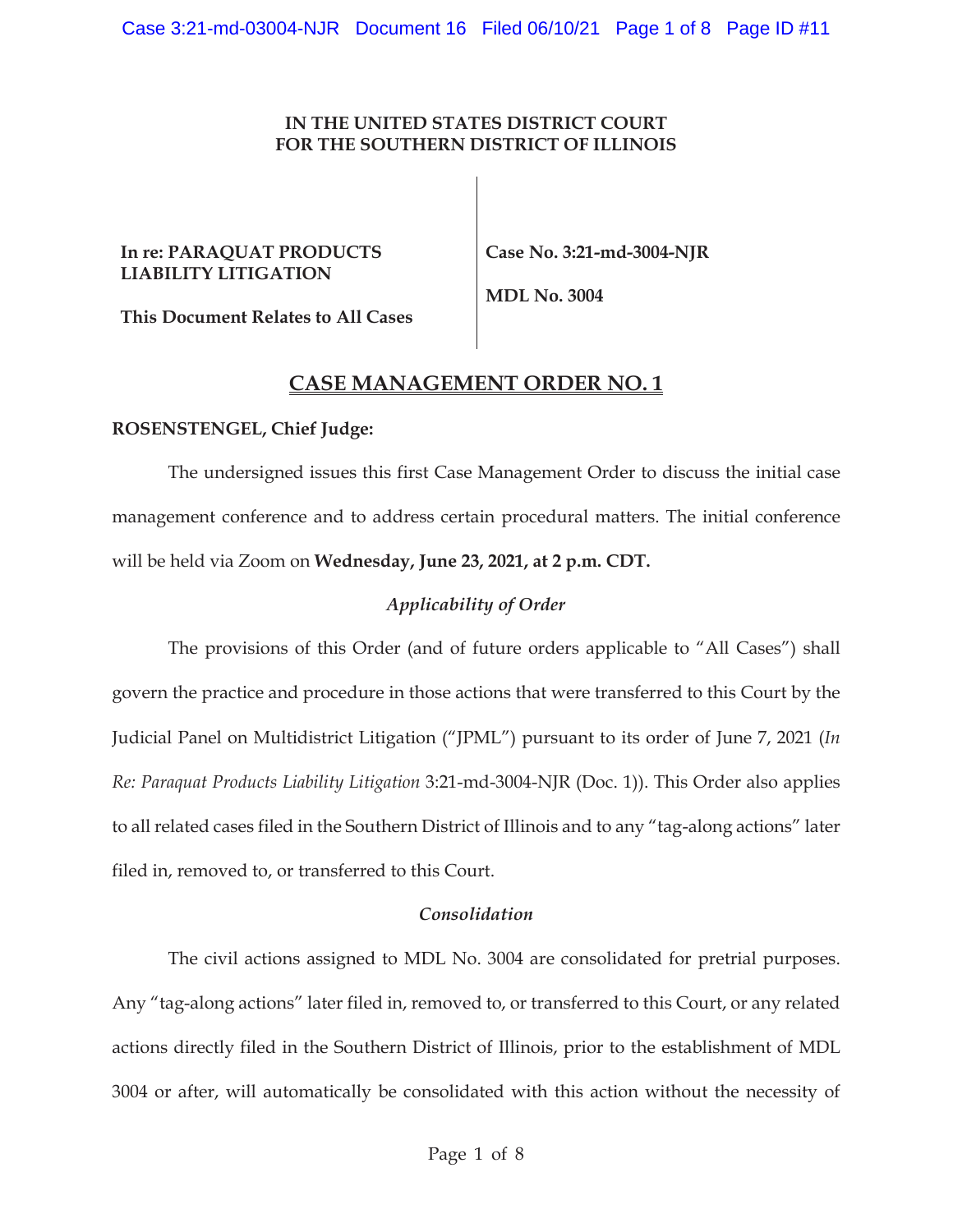**IN THE UNITED STATES DISTRICT COURT**
**FOR THE SOUTHERN DISTRICT OF ILLINOIS**

**In re: PARAQUAT PRODUCTS LIABILITY LITIGATION**

**This Document Relates to All Cases**

**Case No. 3:21-md-3004-NJR**

**MDL No. 3004**

# CASE MANAGEMENT ORDER NO. 1

**ROSENSTENGEL, Chief Judge:**

The undersigned issues this first Case Management Order to discuss the initial case management conference and to address certain procedural matters. The initial conference will be held via Zoom on **Wednesday, June 23, 2021, at 2 p.m. CDT.**

### *Applicability of Order*

The provisions of this Order (and of future orders applicable to "All Cases") shall govern the practice and procedure in those actions that were transferred to this Court by the Judicial Panel on Multidistrict Litigation ("JPML") pursuant to its order of June 7, 2021 (*In Re: Paraquat Products Liability Litigation* 3:21-md-3004-NJR (Doc. 1)). This Order also applies to all related cases filed in the Southern District of Illinois and to any "tag-along actions" later filed in, removed to, or transferred to this Court.

### *Consolidation*

The civil actions assigned to MDL No. 3004 are consolidated for pretrial purposes. Any "tag-along actions" later filed in, removed to, or transferred to this Court, or any related actions directly filed in the Southern District of Illinois, prior to the establishment of MDL 3004 or after, will automatically be consolidated with this action without the necessity of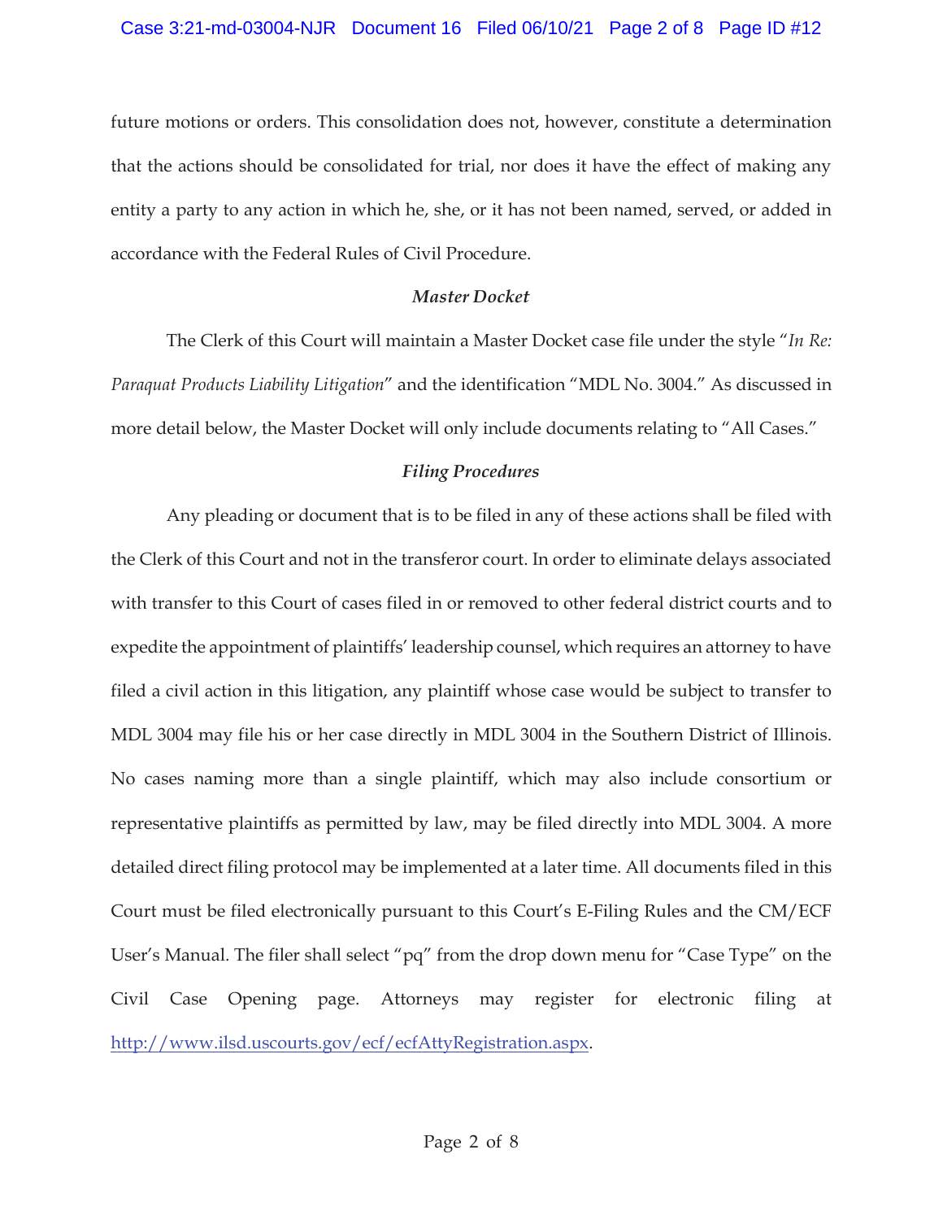future motions or orders. This consolidation does not, however, constitute a determination that the actions should be consolidated for trial, nor does it have the effect of making any entity a party to any action in which he, she, or it has not been named, served, or added in accordance with the Federal Rules of Civil Procedure.

### *Master Docket*

The Clerk of this Court will maintain a Master Docket case file under the style "*In Re: Paraquat Products Liability Litigation*" and the identification "MDL No. 3004." As discussed in more detail below, the Master Docket will only include documents relating to "All Cases."

### *Filing Procedures*

Any pleading or document that is to be filed in any of these actions shall be filed with the Clerk of this Court and not in the transferor court. In order to eliminate delays associated with transfer to this Court of cases filed in or removed to other federal district courts and to expedite the appointment of plaintiffs' leadership counsel, which requires an attorney to have filed a civil action in this litigation, any plaintiff whose case would be subject to transfer to MDL 3004 may file his or her case directly in MDL 3004 in the Southern District of Illinois. No cases naming more than a single plaintiff, which may also include consortium or representative plaintiffs as permitted by law, may be filed directly into MDL 3004. A more detailed direct filing protocol may be implemented at a later time. All documents filed in this Court must be filed electronically pursuant to this Court's E-Filing Rules and the CM/ECF User's Manual. The filer shall select "pq" from the drop down menu for "Case Type" on the Civil Case Opening page. Attorneys may register for electronic filing at [http://www.ilsd.uscourts.gov/ecf/ecfAttyRegistration.aspx](http://www.ilsd.uscourts.gov/ecf/ecfAttyRegistration.aspx).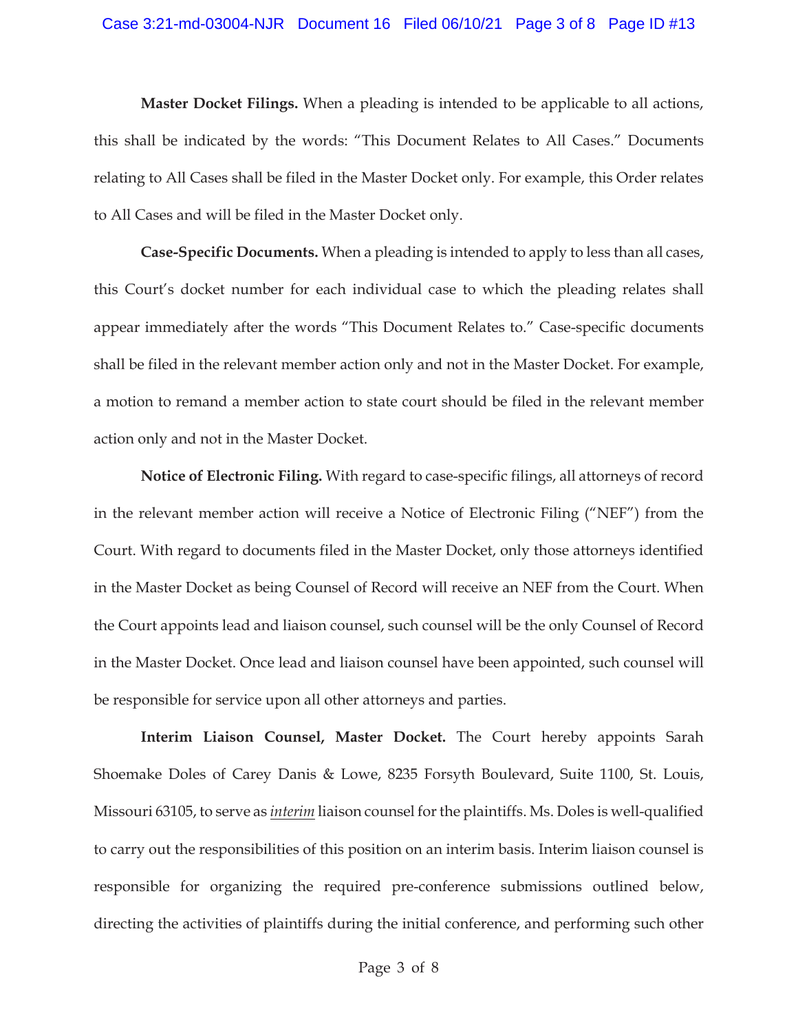**Master Docket Filings.** When a pleading is intended to be applicable to all actions, this shall be indicated by the words: "This Document Relates to All Cases." Documents relating to All Cases shall be filed in the Master Docket only. For example, this Order relates to All Cases and will be filed in the Master Docket only.

**Case-Specific Documents.** When a pleading is intended to apply to less than all cases, this Court's docket number for each individual case to which the pleading relates shall appear immediately after the words "This Document Relates to." Case-specific documents shall be filed in the relevant member action only and not in the Master Docket. For example, a motion to remand a member action to state court should be filed in the relevant member action only and not in the Master Docket.

**Notice of Electronic Filing.** With regard to case-specific filings, all attorneys of record in the relevant member action will receive a Notice of Electronic Filing ("NEF") from the Court. With regard to documents filed in the Master Docket, only those attorneys identified in the Master Docket as being Counsel of Record will receive an NEF from the Court. When the Court appoints lead and liaison counsel, such counsel will be the only Counsel of Record in the Master Docket. Once lead and liaison counsel have been appointed, such counsel will be responsible for service upon all other attorneys and parties.

**Interim Liaison Counsel, Master Docket.** The Court hereby appoints Sarah Shoemake Doles of Carey Danis & Lowe, 8235 Forsyth Boulevard, Suite 1100, St. Louis, Missouri 63105, to serve as *interim* liaison counsel for the plaintiffs. Ms. Doles is well-qualified to carry out the responsibilities of this position on an interim basis. Interim liaison counsel is responsible for organizing the required pre-conference submissions outlined below, directing the activities of plaintiffs during the initial conference, and performing such other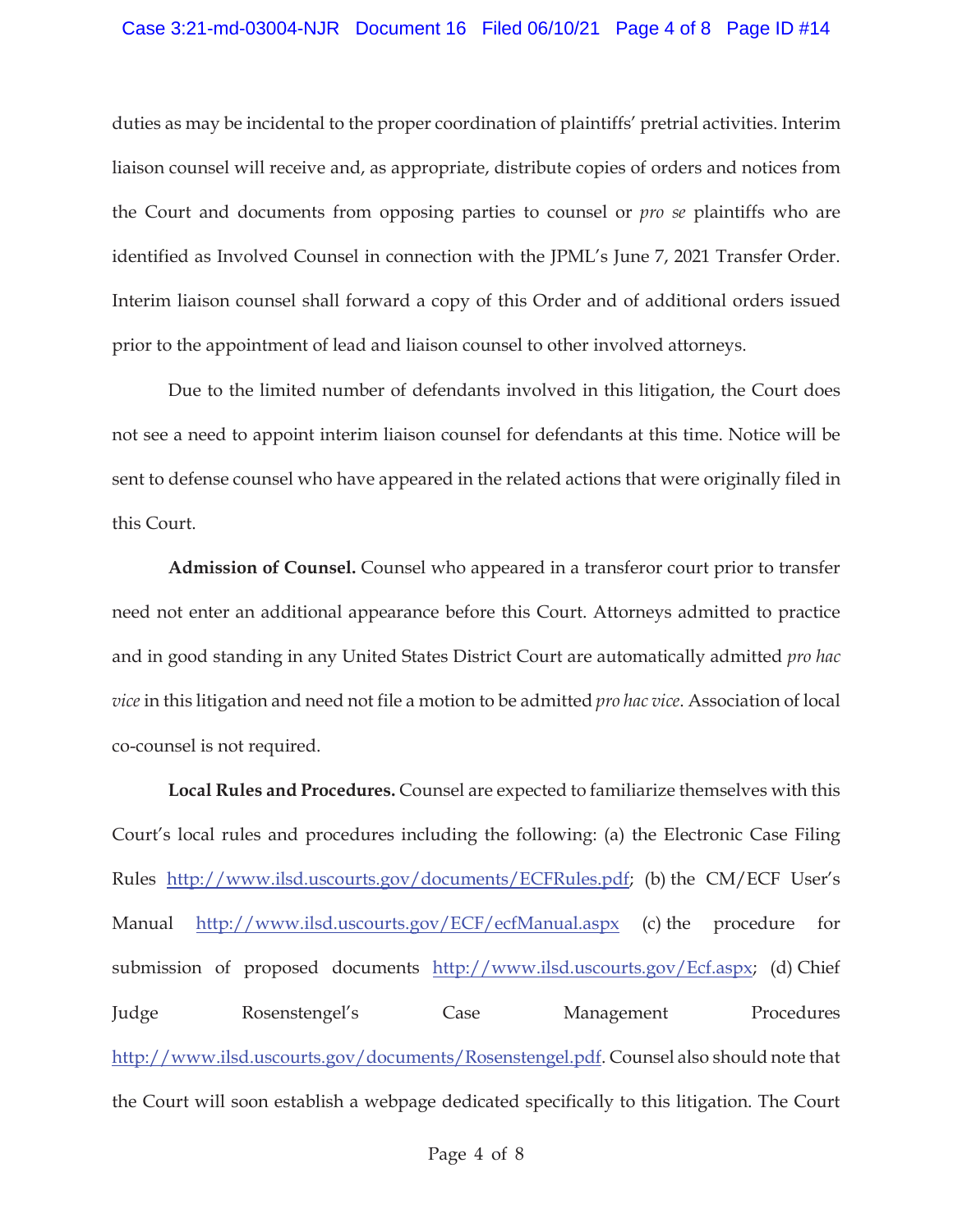duties as may be incidental to the proper coordination of plaintiffs' pretrial activities. Interim liaison counsel will receive and, as appropriate, distribute copies of orders and notices from the Court and documents from opposing parties to counsel or *pro se* plaintiffs who are identified as Involved Counsel in connection with the JPML's June 7, 2021 Transfer Order. Interim liaison counsel shall forward a copy of this Order and of additional orders issued prior to the appointment of lead and liaison counsel to other involved attorneys.

Due to the limited number of defendants involved in this litigation, the Court does not see a need to appoint interim liaison counsel for defendants at this time. Notice will be sent to defense counsel who have appeared in the related actions that were originally filed in this Court.

**Admission of Counsel.** Counsel who appeared in a transferor court prior to transfer need not enter an additional appearance before this Court. Attorneys admitted to practice and in good standing in any United States District Court are automatically admitted *pro hac vice* in this litigation and need not file a motion to be admitted *pro hac vice*. Association of local co-counsel is not required.

**Local Rules and Procedures.** Counsel are expected to familiarize themselves with this Court's local rules and procedures including the following: (a) the Electronic Case Filing Rules http://www.ilsd.uscourts.gov/documents/ECFRules.pdf; (b) the CM/ECF User's Manual http://www.ilsd.uscourts.gov/ECF/ecfManual.aspx (c) the procedure for submission of proposed documents http://www.ilsd.uscourts.gov/Ecf.aspx; (d) Chief Judge Rosenstengel's Case Management Procedures http://www.ilsd.uscourts.gov/documents/Rosenstengel.pdf. Counsel also should note that the Court will soon establish a webpage dedicated specifically to this litigation. The Court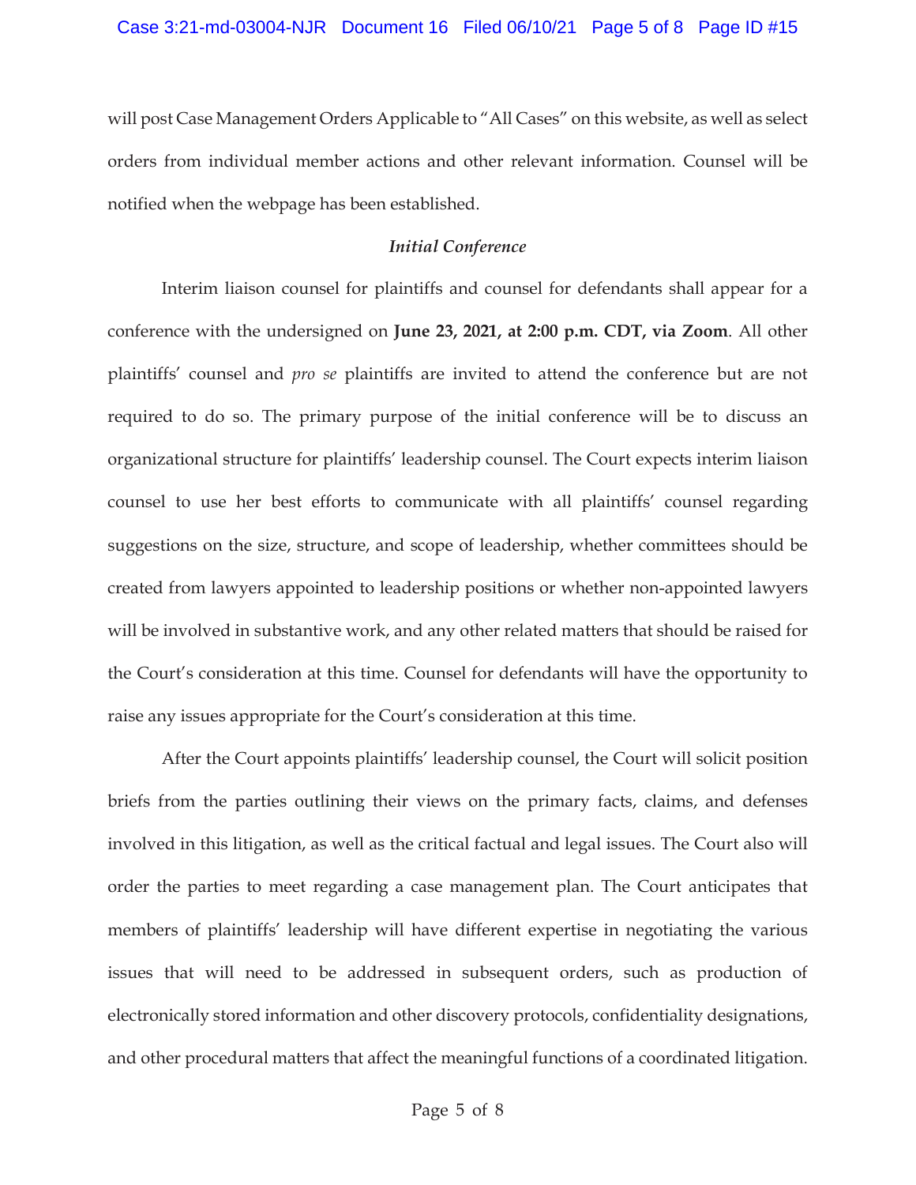will post Case Management Orders Applicable to "All Cases" on this website, as well as select orders from individual member actions and other relevant information. Counsel will be notified when the webpage has been established.

### *Initial Conference*

Interim liaison counsel for plaintiffs and counsel for defendants shall appear for a conference with the undersigned on **June 23, 2021, at 2:00 p.m. CDT, via Zoom**. All other plaintiffs' counsel and *pro se* plaintiffs are invited to attend the conference but are not required to do so. The primary purpose of the initial conference will be to discuss an organizational structure for plaintiffs' leadership counsel. The Court expects interim liaison counsel to use her best efforts to communicate with all plaintiffs' counsel regarding suggestions on the size, structure, and scope of leadership, whether committees should be created from lawyers appointed to leadership positions or whether non-appointed lawyers will be involved in substantive work, and any other related matters that should be raised for the Court's consideration at this time. Counsel for defendants will have the opportunity to raise any issues appropriate for the Court's consideration at this time.

After the Court appoints plaintiffs' leadership counsel, the Court will solicit position briefs from the parties outlining their views on the primary facts, claims, and defenses involved in this litigation, as well as the critical factual and legal issues. The Court also will order the parties to meet regarding a case management plan. The Court anticipates that members of plaintiffs' leadership will have different expertise in negotiating the various issues that will need to be addressed in subsequent orders, such as production of electronically stored information and other discovery protocols, confidentiality designations, and other procedural matters that affect the meaningful functions of a coordinated litigation.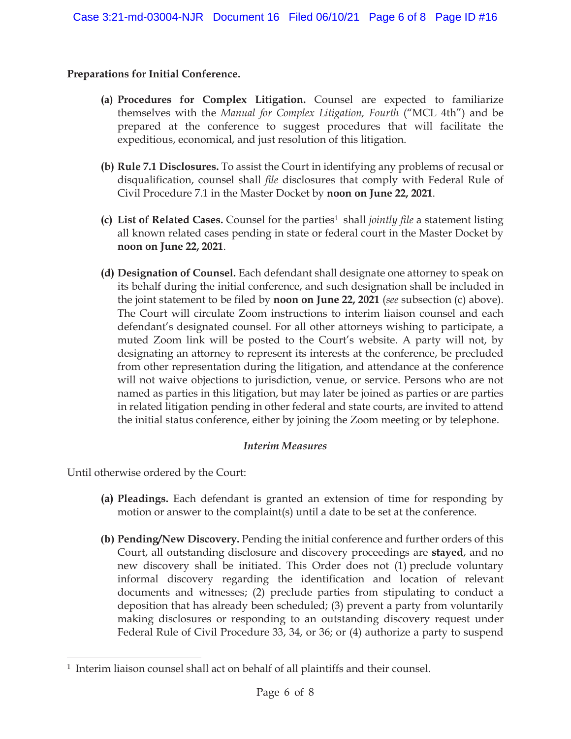**Preparations for Initial Conference.**

- **(a) Procedures for Complex Litigation.** Counsel are expected to familiarize themselves with the *Manual for Complex Litigation, Fourth* ("MCL 4th") and be prepared at the conference to suggest procedures that will facilitate the expeditious, economical, and just resolution of this litigation.

- **(b) Rule 7.1 Disclosures.** To assist the Court in identifying any problems of recusal or disqualification, counsel shall *file* disclosures that comply with Federal Rule of Civil Procedure 7.1 in the Master Docket by **noon on June 22, 2021**.

- **(c) List of Related Cases.** Counsel for the parties[1] shall *jointly file* a statement listing all known related cases pending in state or federal court in the Master Docket by **noon on June 22, 2021**.

- **(d) Designation of Counsel.** Each defendant shall designate one attorney to speak on its behalf during the initial conference, and such designation shall be included in the joint statement to be filed by **noon on June 22, 2021** (*see* subsection (c) above). The Court will circulate Zoom instructions to interim liaison counsel and each defendant's designated counsel. For all other attorneys wishing to participate, a muted Zoom link will be posted to the Court's website. A party will not, by designating an attorney to represent its interests at the conference, be precluded from other representation during the litigation, and attendance at the conference will not waive objections to jurisdiction, venue, or service. Persons who are not named as parties in this litigation, but may later be joined as parties or are parties in related litigation pending in other federal and state courts, are invited to attend the initial status conference, either by joining the Zoom meeting or by telephone.

***Interim Measures***

Until otherwise ordered by the Court:

- **(a) Pleadings.** Each defendant is granted an extension of time for responding by motion or answer to the complaint(s) until a date to be set at the conference.

- **(b) Pending/New Discovery.** Pending the initial conference and further orders of this Court, all outstanding disclosure and discovery proceedings are **stayed**, and no new discovery shall be initiated. This Order does not (1) preclude voluntary informal discovery regarding the identification and location of relevant documents and witnesses; (2) preclude parties from stipulating to conduct a deposition that has already been scheduled; (3) prevent a party from voluntarily making disclosures or responding to an outstanding discovery request under Federal Rule of Civil Procedure 33, 34, or 36; or (4) authorize a party to suspend

---

[1] Interim liaison counsel shall act on behalf of all plaintiffs and their counsel.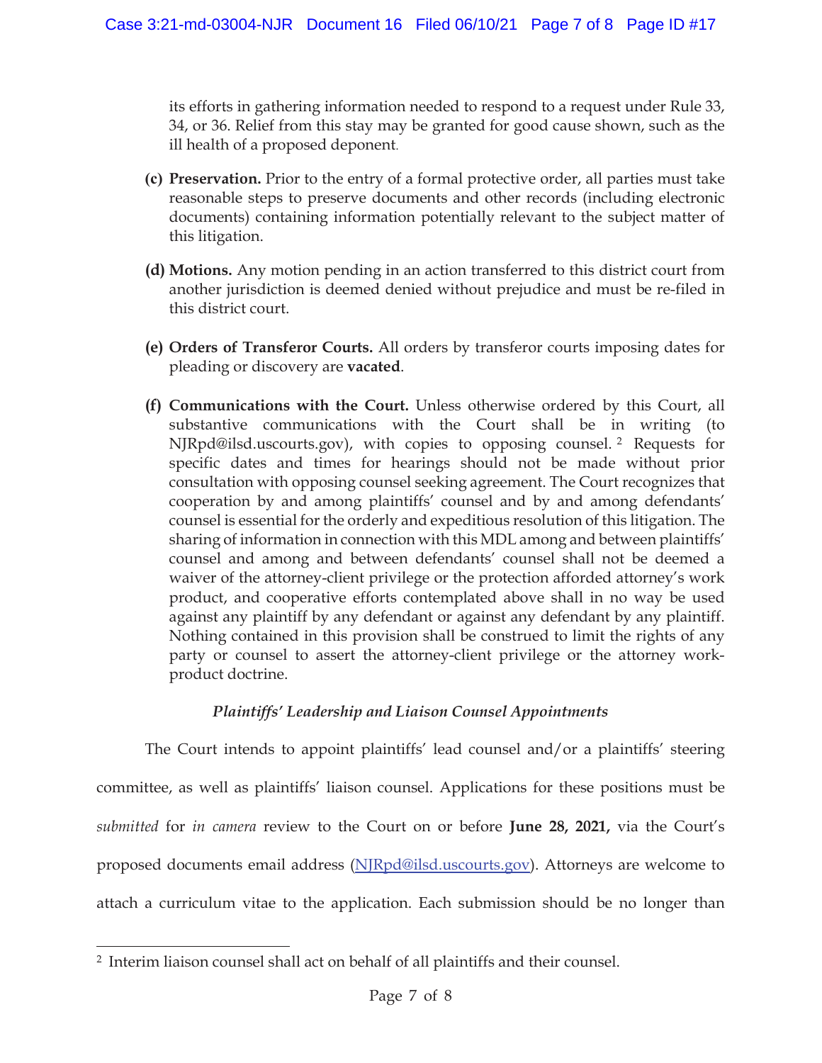its efforts in gathering information needed to respond to a request under Rule 33, 34, or 36. Relief from this stay may be granted for good cause shown, such as the ill health of a proposed deponent.

**(c) Preservation.** Prior to the entry of a formal protective order, all parties must take reasonable steps to preserve documents and other records (including electronic documents) containing information potentially relevant to the subject matter of this litigation.

**(d) Motions.** Any motion pending in an action transferred to this district court from another jurisdiction is deemed denied without prejudice and must be re-filed in this district court.

**(e) Orders of Transferor Courts.** All orders by transferor courts imposing dates for pleading or discovery are **vacated**.

**(f) Communications with the Court.** Unless otherwise ordered by this Court, all substantive communications with the Court shall be in writing (to NJRpd@ilsd.uscourts.gov), with copies to opposing counsel.[2] Requests for specific dates and times for hearings should not be made without prior consultation with opposing counsel seeking agreement. The Court recognizes that cooperation by and among plaintiffs' counsel and by and among defendants' counsel is essential for the orderly and expeditious resolution of this litigation. The sharing of information in connection with this MDL among and between plaintiffs' counsel and among and between defendants' counsel shall not be deemed a waiver of the attorney-client privilege or the protection afforded attorney's work product, and cooperative efforts contemplated above shall in no way be used against any plaintiff by any defendant or against any defendant by any plaintiff. Nothing contained in this provision shall be construed to limit the rights of any party or counsel to assert the attorney-client privilege or the attorney work-product doctrine.

*Plaintiffs' Leadership and Liaison Counsel Appointments*

The Court intends to appoint plaintiffs' lead counsel and/or a plaintiffs' steering committee, as well as plaintiffs' liaison counsel. Applications for these positions must be *submitted* for *in camera* review to the Court on or before **June 28, 2021,** via the Court's proposed documents email address (NJRpd@ilsd.uscourts.gov). Attorneys are welcome to attach a curriculum vitae to the application. Each submission should be no longer than

[2] Interim liaison counsel shall act on behalf of all plaintiffs and their counsel.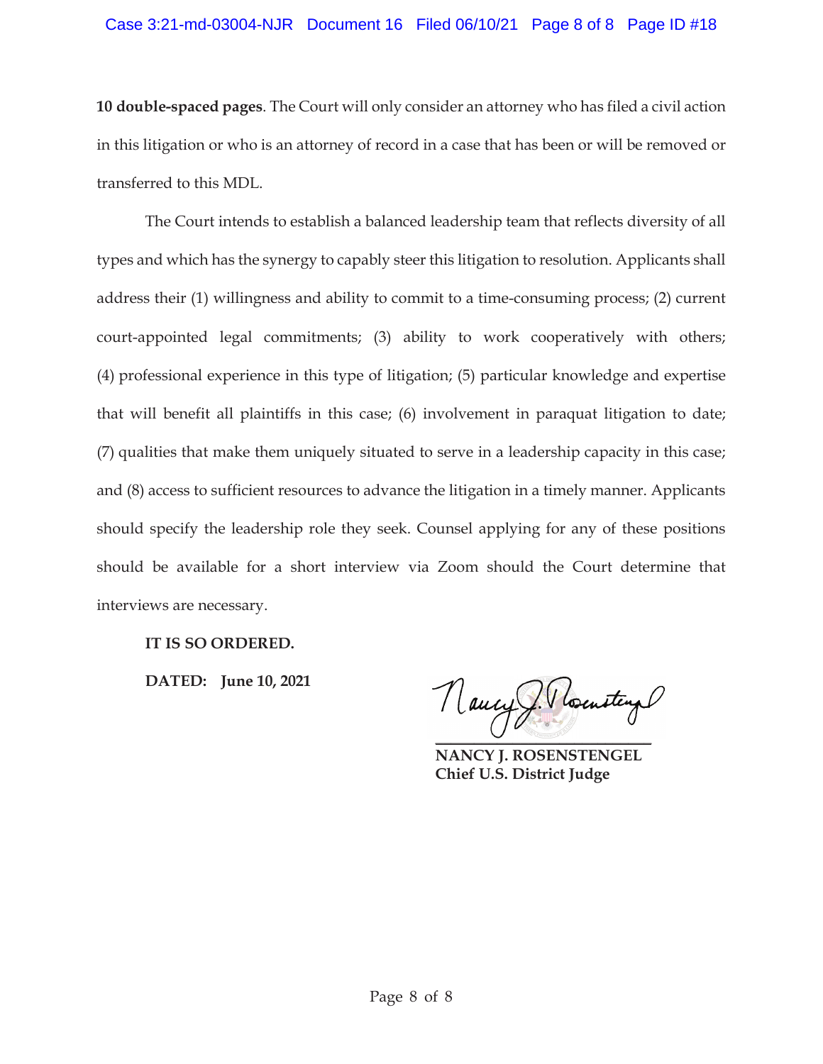**10 double-spaced pages**. The Court will only consider an attorney who has filed a civil action in this litigation or who is an attorney of record in a case that has been or will be removed or transferred to this MDL.

The Court intends to establish a balanced leadership team that reflects diversity of all types and which has the synergy to capably steer this litigation to resolution. Applicants shall address their (1) willingness and ability to commit to a time-consuming process; (2) current court-appointed legal commitments; (3) ability to work cooperatively with others; (4) professional experience in this type of litigation; (5) particular knowledge and expertise that will benefit all plaintiffs in this case; (6) involvement in paraquat litigation to date; (7) qualities that make them uniquely situated to serve in a leadership capacity in this case; and (8) access to sufficient resources to advance the litigation in a timely manner. Applicants should specify the leadership role they seek. Counsel applying for any of these positions should be available for a short interview via Zoom should the Court determine that interviews are necessary.

**IT IS SO ORDERED.**

**DATED: June 10, 2021**

**NANCY J. ROSENSTENGEL**
**Chief U.S. District Judge**